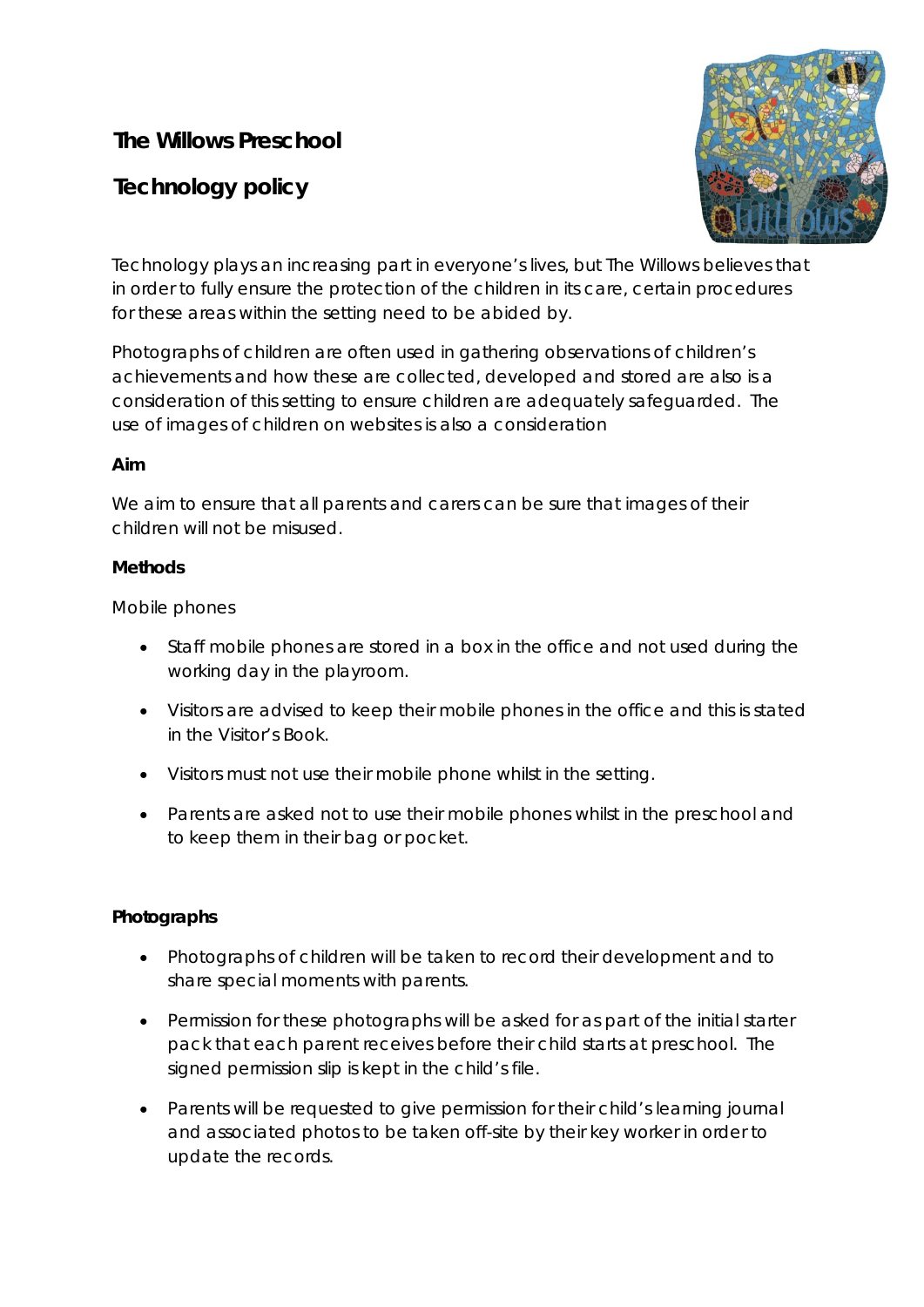# The Willows Preschool

## Technology policy

Technology plays an increasing part in everyone's lives, but The Willows believes that in order to fully ensure the protection of the children in its care, certain procedures for these areas within the setting need to be abided by.

Photographs of children are often used in gathering observations of children's achievements and how these are collected, developed and stored are also is a consideration of this setting to ensure children are adequately safeguarded. The use of images of children on websites is also a consideration

**Aim**

We aim to ensure that all parents and carers can be sure that images of their children will not be misused.

**Methods**

Mobile phones

- Staff mobile phones are stored in a box in the office and not used during the working day in the playroom.
- Visitors are advised to keep their mobile phones in the office and this is stated in the Visitor's Book.
- Visitors must not use their mobile phone whilst in the setting.
- Parents are asked not to use their mobile phones whilst in the preschool and to keep them in their bag or pocket.

**Photographs**

- Photographs of children will be taken to record their development and to share special moments with parents.
- Permission for these photographs will be asked for as part of the initial starter pack that each parent receives before their child starts at preschool. The signed permission slip is kept in the child's file.
- Parents will be requested to give permission for their child's learning journal and associated photos to be taken off-site by their key worker in order to update the records.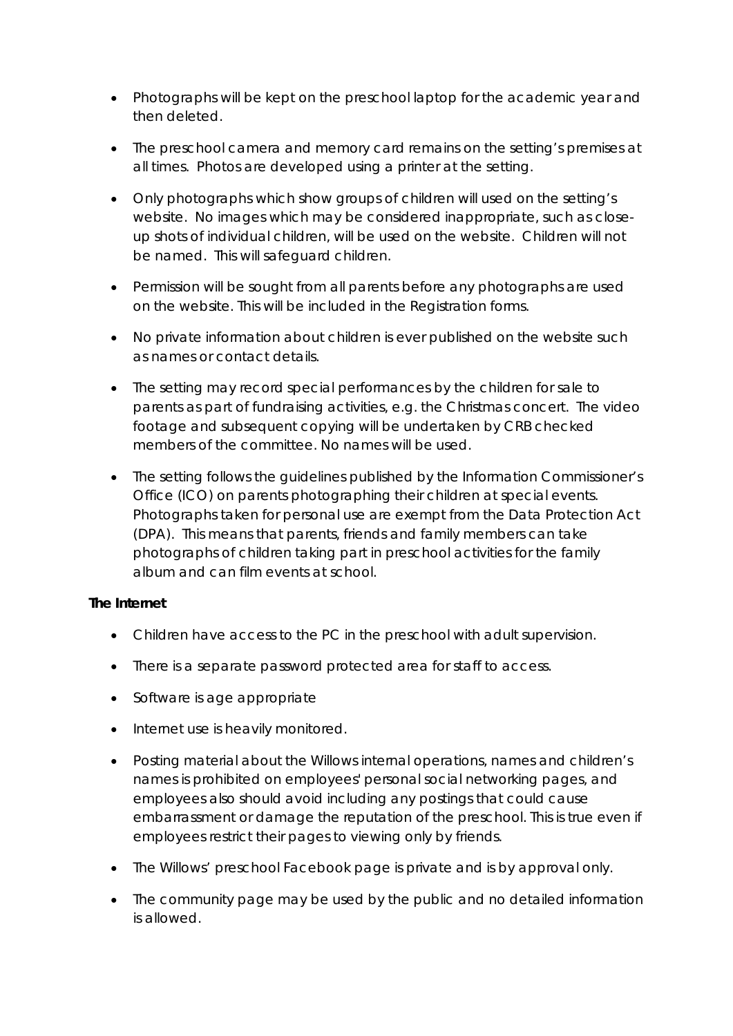- Photographs will be kept on the preschool laptop for the academic year and then deleted.

- The preschool camera and memory card remains on the setting's premises at all times. Photos are developed using a printer at the setting.

- Only photographs which show groups of children will used on the setting's website. No images which may be considered inappropriate, such as close-up shots of individual children, will be used on the website. Children will not be named. This will safeguard children.

- Permission will be sought from all parents before any photographs are used on the website. This will be included in the Registration forms.

- No private information about children is ever published on the website such as names or contact details.

- The setting may record special performances by the children for sale to parents as part of fundraising activities, e.g. the Christmas concert. The video footage and subsequent copying will be undertaken by CRB checked members of the committee. No names will be used.

- The setting follows the guidelines published by the Information Commissioner's Office (ICO) on parents photographing their children at special events. Photographs taken for personal use are exempt from the Data Protection Act (DPA). This means that parents, friends and family members can take photographs of children taking part in preschool activities for the family album and can film events at school.

**The Internet**

- Children have access to the PC in the preschool with adult supervision.

- There is a separate password protected area for staff to access.

- Software is age appropriate

- Internet use is heavily monitored.

- Posting material about the Willows internal operations, names and children's names is prohibited on employees' personal social networking pages, and employees also should avoid including any postings that could cause embarrassment or damage the reputation of the preschool. This is true even if employees restrict their pages to viewing only by friends.

- The Willows' preschool Facebook page is private and is by approval only.

- The community page may be used by the public and no detailed information is allowed.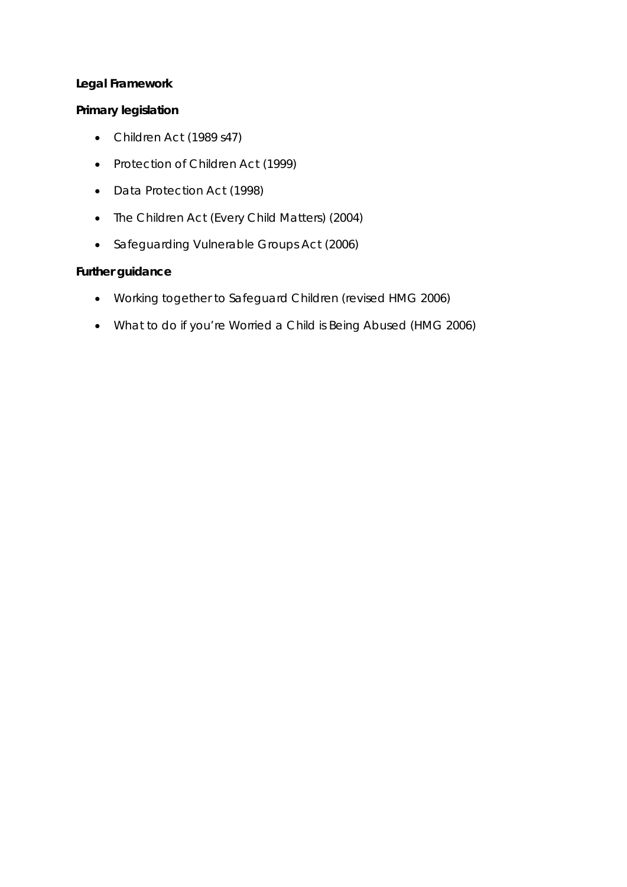**Legal Framework**

**Primary legislation**

- Children Act (1989 s47)
- Protection of Children Act (1999)
- Data Protection Act (1998)
- The Children Act (Every Child Matters) (2004)
- Safeguarding Vulnerable Groups Act (2006)

**Further guidance**

- Working together to Safeguard Children (revised HMG 2006)
- What to do if you're Worried a Child is Being Abused (HMG 2006)